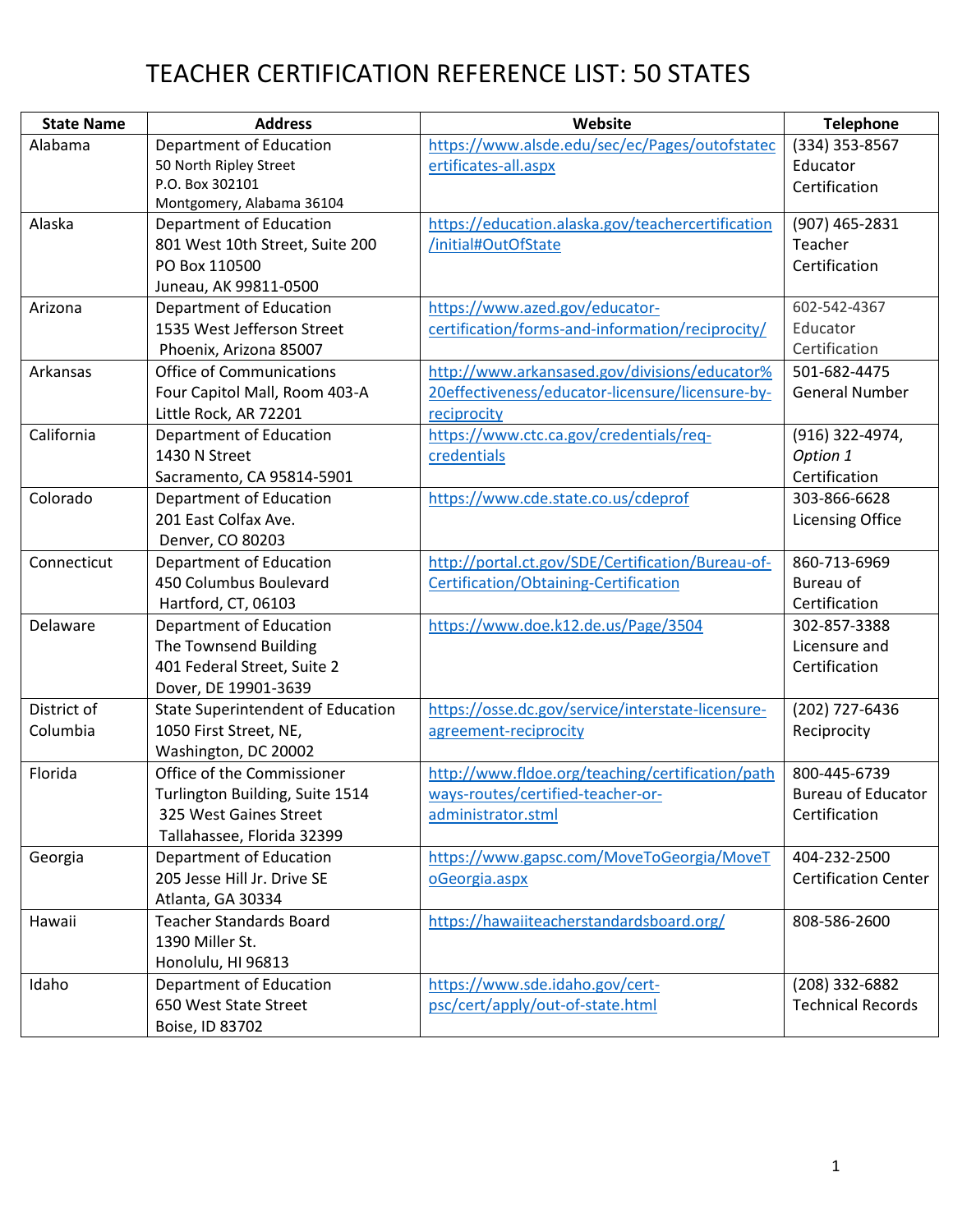# TEACHER CERTIFICATION REFERENCE LIST: 50 STATES

| State Name | Address | Website | Telephone |
|---|---|---|---|
| Alabama | Department of Education<br>50 North Ripley Street<br>P.O. Box 302101<br>Montgomery, Alabama 36104 | https://www.alsde.edu/sec/ec/Pages/outofstatecertificates-all.aspx | (334) 353-8567<br>Educator Certification |
| Alaska | Department of Education<br>801 West 10th Street, Suite 200<br>PO Box 110500<br>Juneau, AK 99811-0500 | https://education.alaska.gov/teachercertification/initial#OutOfState | (907) 465-2831<br>Teacher Certification |
| Arizona | Department of Education<br>1535 West Jefferson Street<br>Phoenix, Arizona 85007 | https://www.azed.gov/educator-certification/forms-and-information/reciprocity/ | 602-542-4367<br>Educator Certification |
| Arkansas | Office of Communications<br>Four Capitol Mall, Room 403-A<br>Little Rock, AR 72201 | http://www.arkansased.gov/divisions/educator%20effectiveness/educator-licensure/licensure-by-reciprocity | 501-682-4475<br>General Number |
| California | Department of Education<br>1430 N Street<br>Sacramento, CA 95814-5901 | https://www.ctc.ca.gov/credentials/req-credentials | (916) 322-4974, *Option 1*<br>Certification |
| Colorado | Department of Education<br>201 East Colfax Ave.<br>Denver, CO 80203 | https://www.cde.state.co.us/cdeprof | 303-866-6628<br>Licensing Office |
| Connecticut | Department of Education<br>450 Columbus Boulevard<br>Hartford, CT, 06103 | http://portal.ct.gov/SDE/Certification/Bureau-of-Certification/Obtaining-Certification | 860-713-6969<br>Bureau of Certification |
| Delaware | Department of Education<br>The Townsend Building<br>401 Federal Street, Suite 2<br>Dover, DE 19901-3639 | https://www.doe.k12.de.us/Page/3504 | 302-857-3388<br>Licensure and Certification |
| District of Columbia | State Superintendent of Education<br>1050 First Street, NE,<br>Washington, DC 20002 | https://osse.dc.gov/service/interstate-licensure-agreement-reciprocity | (202) 727-6436<br>Reciprocity |
| Florida | Office of the Commissioner<br>Turlington Building, Suite 1514<br>325 West Gaines Street<br>Tallahassee, Florida 32399 | http://www.fldoe.org/teaching/certification/pathways-routes/certified-teacher-or-administrator.stml | 800-445-6739<br>Bureau of Educator Certification |
| Georgia | Department of Education<br>205 Jesse Hill Jr. Drive SE<br>Atlanta, GA 30334 | https://www.gapsc.com/MoveToGeorgia/MoveToGeorgia.aspx | 404-232-2500<br>Certification Center |
| Hawaii | Teacher Standards Board<br>1390 Miller St.<br>Honolulu, HI 96813 | https://hawaiiteacherstandardsboard.org/ | 808-586-2600 |
| Idaho | Department of Education<br>650 West State Street<br>Boise, ID 83702 | https://www.sde.idaho.gov/cert-psc/cert/apply/out-of-state.html | (208) 332-6882<br>Technical Records |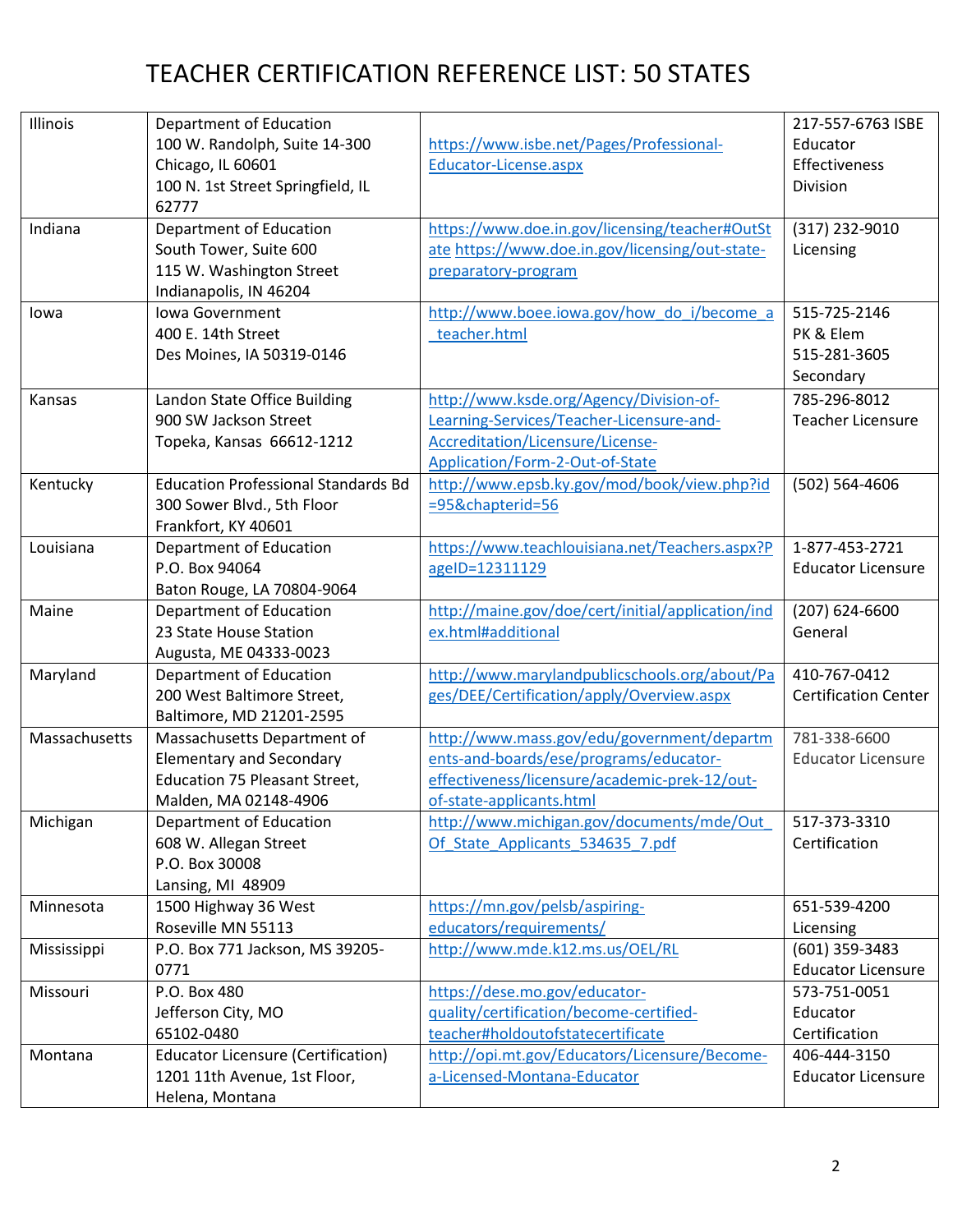# TEACHER CERTIFICATION REFERENCE LIST: 50 STATES

| | | | |
|---|---|---|---|
| Illinois | Department of Education<br>100 W. Randolph, Suite 14-300<br>Chicago, IL 60601<br>100 N. 1st Street Springfield, IL 62777 | https://www.isbe.net/Pages/Professional-Educator-License.aspx | 217-557-6763 ISBE Educator Effectiveness Division |
| Indiana | Department of Education<br>South Tower, Suite 600<br>115 W. Washington Street<br>Indianapolis, IN 46204 | https://www.doe.in.gov/licensing/teacher#OutState https://www.doe.in.gov/licensing/out-state-preparatory-program | (317) 232-9010 Licensing |
| Iowa | Iowa Government<br>400 E. 14th Street<br>Des Moines, IA 50319-0146 | http://www.boee.iowa.gov/how_do_i/become_a_teacher.html | 515-725-2146<br>PK & Elem<br>515-281-3605<br>Secondary |
| Kansas | Landon State Office Building<br>900 SW Jackson Street<br>Topeka, Kansas 66612-1212 | http://www.ksde.org/Agency/Division-of-Learning-Services/Teacher-Licensure-and-Accreditation/Licensure/License-Application/Form-2-Out-of-State | 785-296-8012<br>Teacher Licensure |
| Kentucky | Education Professional Standards Bd<br>300 Sower Blvd., 5th Floor<br>Frankfort, KY 40601 | http://www.epsb.ky.gov/mod/book/view.php?id=95&chapterid=56 | (502) 564-4606 |
| Louisiana | Department of Education<br>P.O. Box 94064<br>Baton Rouge, LA 70804-9064 | https://www.teachlouisiana.net/Teachers.aspx?PageID=12311129 | 1-877-453-2721<br>Educator Licensure |
| Maine | Department of Education<br>23 State House Station<br>Augusta, ME 04333-0023 | http://maine.gov/doe/cert/initial/application/index.html#additional | (207) 624-6600<br>General |
| Maryland | Department of Education<br>200 West Baltimore Street,<br>Baltimore, MD 21201-2595 | http://www.marylandpublicschools.org/about/Pages/DEE/Certification/apply/Overview.aspx | 410-767-0412<br>Certification Center |
| Massachusetts | Massachusetts Department of Elementary and Secondary Education 75 Pleasant Street,<br>Malden, MA 02148-4906 | http://www.mass.gov/edu/government/departments-and-boards/ese/programs/educator-effectiveness/licensure/academic-prek-12/out-of-state-applicants.html | 781-338-6600<br>Educator Licensure |
| Michigan | Department of Education<br>608 W. Allegan Street<br>P.O. Box 30008<br>Lansing, MI 48909 | http://www.michigan.gov/documents/mde/Out_Of_State_Applicants_534635_7.pdf | 517-373-3310<br>Certification |
| Minnesota | 1500 Highway 36 West<br>Roseville MN 55113 | https://mn.gov/pelsb/aspiring-educators/requirements/ | 651-539-4200<br>Licensing |
| Mississippi | P.O. Box 771 Jackson, MS 39205-0771 | http://www.mde.k12.ms.us/OEL/RL | (601) 359-3483<br>Educator Licensure |
| Missouri | P.O. Box 480<br>Jefferson City, MO<br>65102-0480 | https://dese.mo.gov/educator-quality/certification/become-certified-teacher#holdoutofstatecertificate | 573-751-0051<br>Educator Certification |
| Montana | Educator Licensure (Certification)<br>1201 11th Avenue, 1st Floor,<br>Helena, Montana | http://opi.mt.gov/Educators/Licensure/Become-a-Licensed-Montana-Educator | 406-444-3150<br>Educator Licensure |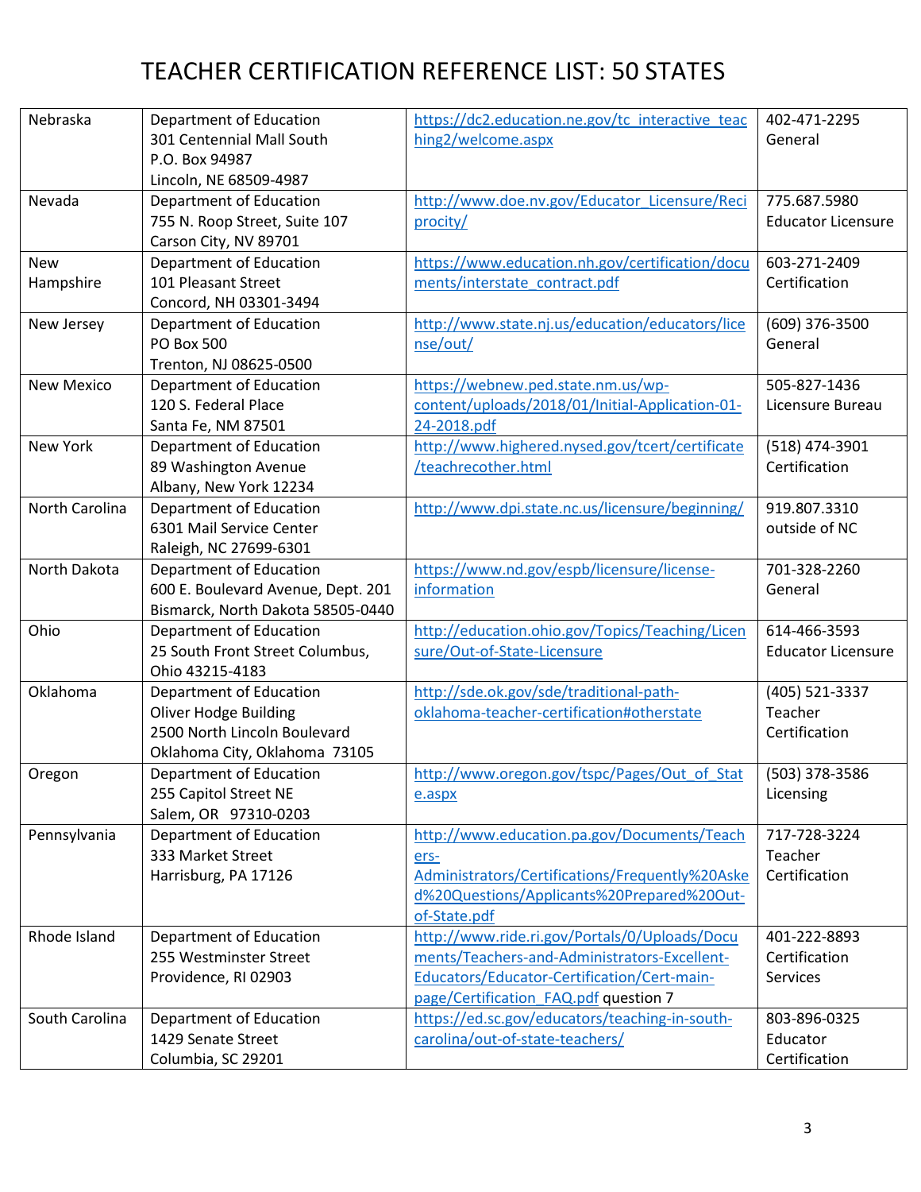# TEACHER CERTIFICATION REFERENCE LIST: 50 STATES

| | | | |
|---|---|---|---|
| Nebraska | Department of Education<br>301 Centennial Mall South<br>P.O. Box 94987<br>Lincoln, NE 68509-4987 | https://dc2.education.ne.gov/tc_interactive_teaching2/welcome.aspx | 402-471-2295<br>General |
| Nevada | Department of Education<br>755 N. Roop Street, Suite 107<br>Carson City, NV 89701 | http://www.doe.nv.gov/Educator_Licensure/Reciprocity/ | 775.687.5980<br>Educator Licensure |
| New Hampshire | Department of Education<br>101 Pleasant Street<br>Concord, NH 03301-3494 | https://www.education.nh.gov/certification/documents/interstate_contract.pdf | 603-271-2409<br>Certification |
| New Jersey | Department of Education<br>PO Box 500<br>Trenton, NJ 08625-0500 | http://www.state.nj.us/education/educators/license/out/ | (609) 376-3500<br>General |
| New Mexico | Department of Education<br>120 S. Federal Place<br>Santa Fe, NM 87501 | https://webnew.ped.state.nm.us/wp-content/uploads/2018/01/Initial-Application-01-24-2018.pdf | 505-827-1436<br>Licensure Bureau |
| New York | Department of Education<br>89 Washington Avenue<br>Albany, New York 12234 | http://www.highered.nysed.gov/tcert/certificate/teachrecother.html | (518) 474-3901<br>Certification |
| North Carolina | Department of Education<br>6301 Mail Service Center<br>Raleigh, NC 27699-6301 | http://www.dpi.state.nc.us/licensure/beginning/ | 919.807.3310<br>outside of NC |
| North Dakota | Department of Education<br>600 E. Boulevard Avenue, Dept. 201<br>Bismarck, North Dakota 58505-0440 | https://www.nd.gov/espb/licensure/license-information | 701-328-2260<br>General |
| Ohio | Department of Education<br>25 South Front Street Columbus, Ohio 43215-4183 | http://education.ohio.gov/Topics/Teaching/Licensure/Out-of-State-Licensure | 614-466-3593<br>Educator Licensure |
| Oklahoma | Department of Education<br>Oliver Hodge Building<br>2500 North Lincoln Boulevard<br>Oklahoma City, Oklahoma 73105 | http://sde.ok.gov/sde/traditional-path-oklahoma-teacher-certification#otherstate | (405) 521-3337<br>Teacher Certification |
| Oregon | Department of Education<br>255 Capitol Street NE<br>Salem, OR 97310-0203 | http://www.oregon.gov/tspc/Pages/Out_of_State.aspx | (503) 378-3586<br>Licensing |
| Pennsylvania | Department of Education<br>333 Market Street<br>Harrisburg, PA 17126 | http://www.education.pa.gov/Documents/Teachers-Administrators/Certifications/Frequently%20Asked%20Questions/Applicants%20Prepared%20Out-of-State.pdf | 717-728-3224<br>Teacher Certification |
| Rhode Island | Department of Education<br>255 Westminster Street<br>Providence, RI 02903 | http://www.ride.ri.gov/Portals/0/Uploads/Documents/Teachers-and-Administrators-Excellent-Educators/Educator-Certification/Cert-main-page/Certification_FAQ.pdf question 7 | 401-222-8893<br>Certification Services |
| South Carolina | Department of Education<br>1429 Senate Street<br>Columbia, SC 29201 | https://ed.sc.gov/educators/teaching-in-south-carolina/out-of-state-teachers/ | 803-896-0325<br>Educator Certification |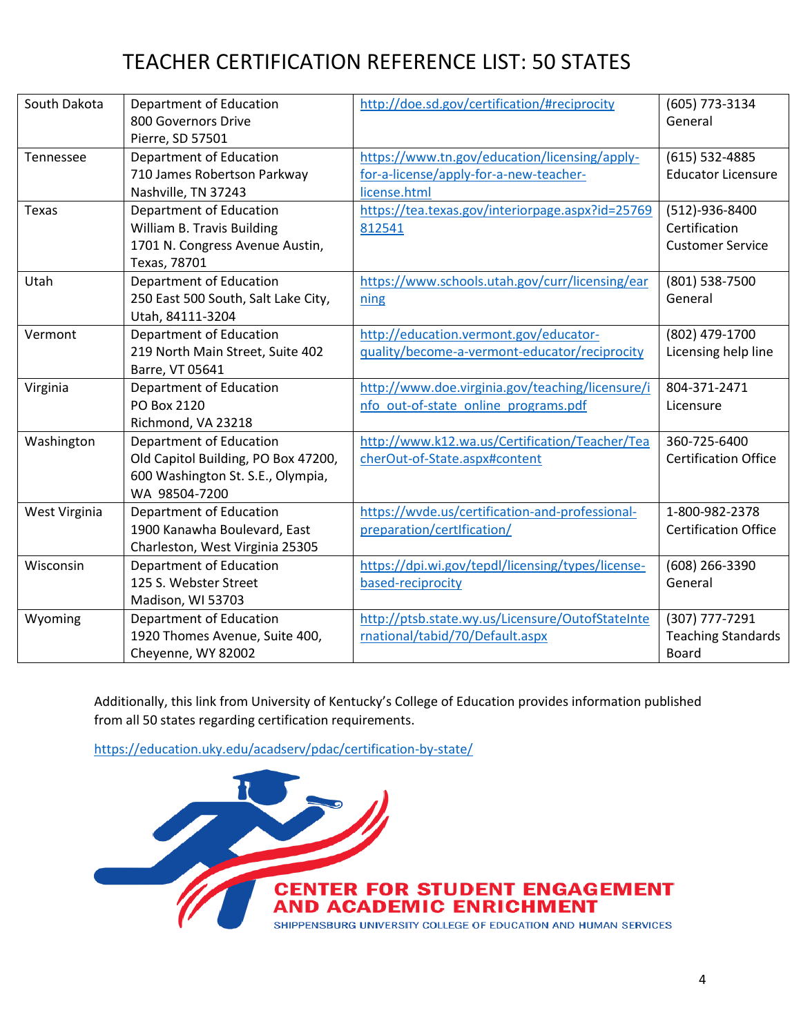# TEACHER CERTIFICATION REFERENCE LIST: 50 STATES

| | | | |
|---|---|---|---|
| South Dakota | Department of Education<br>800 Governors Drive<br>Pierre, SD 57501 | http://doe.sd.gov/certification/#reciprocity | (605) 773-3134<br>General |
| Tennessee | Department of Education<br>710 James Robertson Parkway<br>Nashville, TN 37243 | https://www.tn.gov/education/licensing/apply-for-a-license/apply-for-a-new-teacher-license.html | (615) 532-4885<br>Educator Licensure |
| Texas | Department of Education<br>William B. Travis Building<br>1701 N. Congress Avenue Austin, Texas, 78701 | https://tea.texas.gov/interiorpage.aspx?id=25769812541 | (512)-936-8400<br>Certification Customer Service |
| Utah | Department of Education<br>250 East 500 South, Salt Lake City, Utah, 84111-3204 | https://www.schools.utah.gov/curr/licensing/earning | (801) 538-7500<br>General |
| Vermont | Department of Education<br>219 North Main Street, Suite 402<br>Barre, VT 05641 | http://education.vermont.gov/educator-quality/become-a-vermont-educator/reciprocity | (802) 479-1700<br>Licensing help line |
| Virginia | Department of Education<br>PO Box 2120<br>Richmond, VA 23218 | http://www.doe.virginia.gov/teaching/licensure/info_out-of-state_online_programs.pdf | 804-371-2471<br>Licensure |
| Washington | Department of Education<br>Old Capitol Building, PO Box 47200, 600 Washington St. S.E., Olympia, WA 98504-7200 | http://www.k12.wa.us/Certification/Teacher/TeacherOut-of-State.aspx#content | 360-725-6400<br>Certification Office |
| West Virginia | Department of Education<br>1900 Kanawha Boulevard, East Charleston, West Virginia 25305 | https://wvde.us/certification-and-professional-preparation/certIfication/ | 1-800-982-2378<br>Certification Office |
| Wisconsin | Department of Education<br>125 S. Webster Street<br>Madison, WI 53703 | https://dpi.wi.gov/tepdl/licensing/types/license-based-reciprocity | (608) 266-3390<br>General |
| Wyoming | Department of Education<br>1920 Thomes Avenue, Suite 400, Cheyenne, WY 82002 | http://ptsb.state.wy.us/Licensure/OutofStateInternational/tabid/70/Default.aspx | (307) 777-7291<br>Teaching Standards Board |

Additionally, this link from University of Kentucky's College of Education provides information published from all 50 states regarding certification requirements.

https://education.uky.edu/acadserv/pdac/certification-by-state/

CENTER FOR STUDENT ENGAGEMENT AND ACADEMIC ENRICHMENT
SHIPPENSBURG UNIVERSITY COLLEGE OF EDUCATION AND HUMAN SERVICES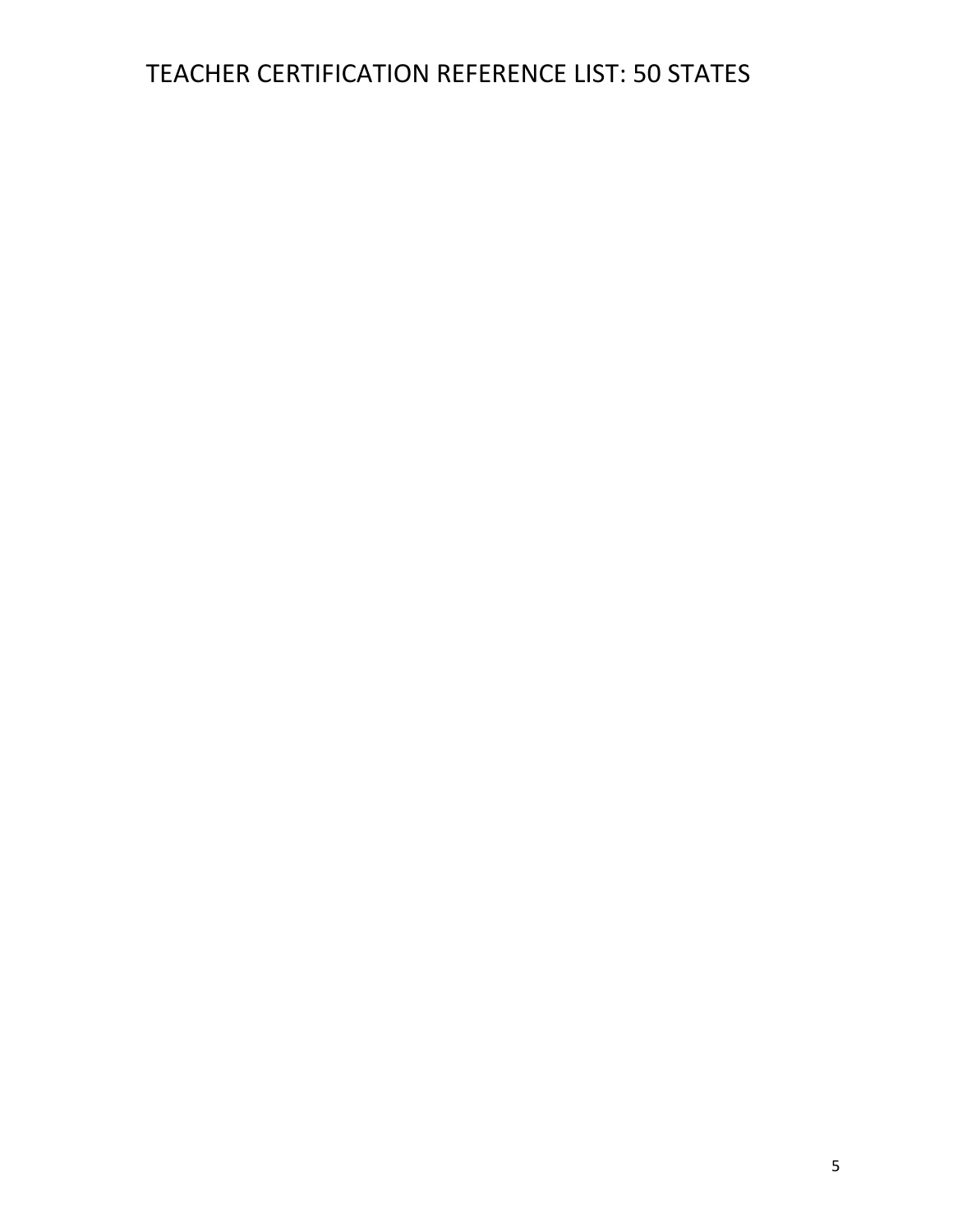# TEACHER CERTIFICATION REFERENCE LIST: 50 STATES